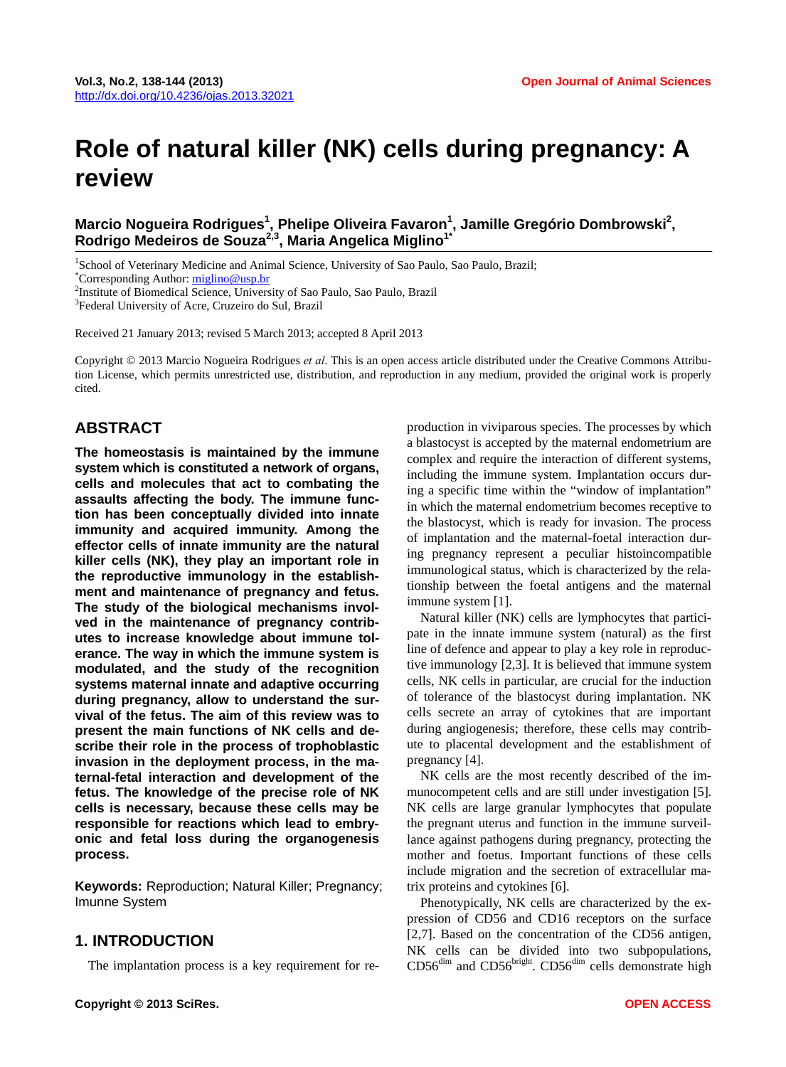# Role of natural killer (NK) cells during pregnancy: A review

**Marcio Nogueira Rodrigues[1], Phelipe Oliveira Favaron[1], Jamille Gregório Dombrowski[2], Rodrigo Medeiros de Souza[2,3], Maria Angelica Miglino[1*]**

[1]School of Veterinary Medicine and Animal Science, University of Sao Paulo, Sao Paulo, Brazil;
[*]Corresponding Author: miglino@usp.br
[2]Institute of Biomedical Science, University of Sao Paulo, Sao Paulo, Brazil
[3]Federal University of Acre, Cruzeiro do Sul, Brazil

Received 21 January 2013; revised 5 March 2013; accepted 8 April 2013

Copyright © 2013 Marcio Nogueira Rodrigues *et al*. This is an open access article distributed under the Creative Commons Attribution License, which permits unrestricted use, distribution, and reproduction in any medium, provided the original work is properly cited.

## ABSTRACT

**The homeostasis is maintained by the immune system which is constituted a network of organs, cells and molecules that act to combating the assaults affecting the body. The immune function has been conceptually divided into innate immunity and acquired immunity. Among the effector cells of innate immunity are the natural killer cells (NK), they play an important role in the reproductive immunology in the establishment and maintenance of pregnancy and fetus. The study of the biological mechanisms involved in the maintenance of pregnancy contributes to increase knowledge about immune tolerance. The way in which the immune system is modulated, and the study of the recognition systems maternal innate and adaptive occurring during pregnancy, allow to understand the survival of the fetus. The aim of this review was to present the main functions of NK cells and describe their role in the process of trophoblastic invasion in the deployment process, in the maternal-fetal interaction and development of the fetus. The knowledge of the precise role of NK cells is necessary, because these cells may be responsible for reactions which lead to embryonic and fetal loss during the organogenesis process.**

**Keywords:** Reproduction; Natural Killer; Pregnancy; Imunne System

## 1. INTRODUCTION

The implantation process is a key requirement for reproduction in viviparous species. The processes by which a blastocyst is accepted by the maternal endometrium are complex and require the interaction of different systems, including the immune system. Implantation occurs during a specific time within the "window of implantation" in which the maternal endometrium becomes receptive to the blastocyst, which is ready for invasion. The process of implantation and the maternal-foetal interaction during pregnancy represent a peculiar histoincompatible immunological status, which is characterized by the relationship between the foetal antigens and the maternal immune system [1].

Natural killer (NK) cells are lymphocytes that participate in the innate immune system (natural) as the first line of defence and appear to play a key role in reproductive immunology [2,3]. It is believed that immune system cells, NK cells in particular, are crucial for the induction of tolerance of the blastocyst during implantation. NK cells secrete an array of cytokines that are important during angiogenesis; therefore, these cells may contribute to placental development and the establishment of pregnancy [4].

NK cells are the most recently described of the immunocompetent cells and are still under investigation [5]. NK cells are large granular lymphocytes that populate the pregnant uterus and function in the immune surveillance against pathogens during pregnancy, protecting the mother and foetus. Important functions of these cells include migration and the secretion of extracellular matrix proteins and cytokines [6].

Phenotypically, NK cells are characterized by the expression of CD56 and CD16 receptors on the surface [2,7]. Based on the concentration of the CD56 antigen, NK cells can be divided into two subpopulations, $CD56^{dim}$ and $CD56^{bright}$. $CD56^{dim}$ cells demonstrate high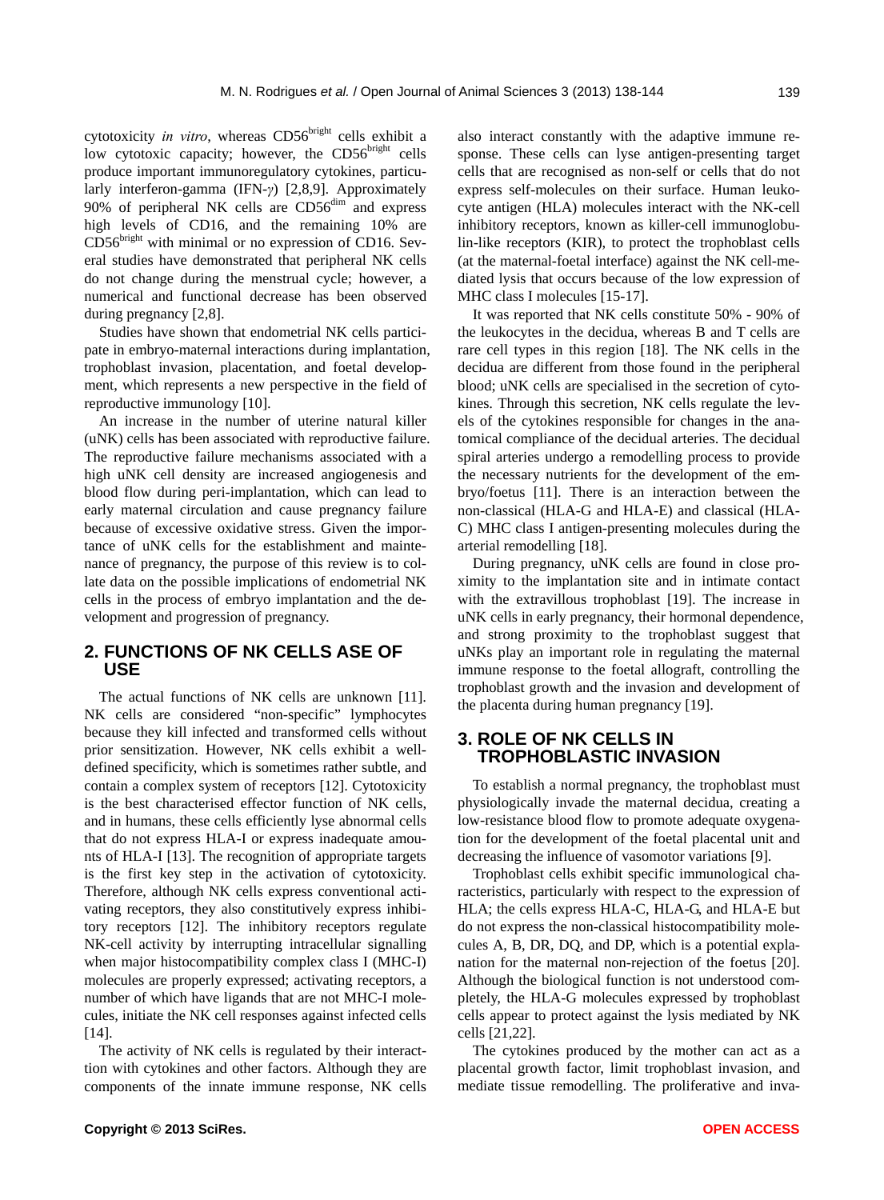cytotoxicity *in vitro*, whereas CD56$^{bright}$ cells exhibit a low cytotoxic capacity; however, the CD56$^{bright}$ cells produce important immunoregulatory cytokines, particularly interferon-gamma (IFN-$\gamma$) [2,8,9]. Approximately 90% of peripheral NK cells are CD56$^{dim}$ and express high levels of CD16, and the remaining 10% are CD56$^{bright}$ with minimal or no expression of CD16. Several studies have demonstrated that peripheral NK cells do not change during the menstrual cycle; however, a numerical and functional decrease has been observed during pregnancy [2,8].

Studies have shown that endometrial NK cells participate in embryo-maternal interactions during implantation, trophoblast invasion, placentation, and foetal development, which represents a new perspective in the field of reproductive immunology [10].

An increase in the number of uterine natural killer (uNK) cells has been associated with reproductive failure. The reproductive failure mechanisms associated with a high uNK cell density are increased angiogenesis and blood flow during peri-implantation, which can lead to early maternal circulation and cause pregnancy failure because of excessive oxidative stress. Given the importance of uNK cells for the establishment and maintenance of pregnancy, the purpose of this review is to collate data on the possible implications of endometrial NK cells in the process of embryo implantation and the development and progression of pregnancy.

## 2. FUNCTIONS OF NK CELLS ASE OF USE

The actual functions of NK cells are unknown [11]. NK cells are considered "non-specific" lymphocytes because they kill infected and transformed cells without prior sensitization. However, NK cells exhibit a well-defined specificity, which is sometimes rather subtle, and contain a complex system of receptors [12]. Cytotoxicity is the best characterised effector function of NK cells, and in humans, these cells efficiently lyse abnormal cells that do not express HLA-I or express inadequate amounts of HLA-I [13]. The recognition of appropriate targets is the first key step in the activation of cytotoxicity. Therefore, although NK cells express conventional activating receptors, they also constitutively express inhibitory receptors [12]. The inhibitory receptors regulate NK-cell activity by interrupting intracellular signalling when major histocompatibility complex class I (MHC-I) molecules are properly expressed; activating receptors, a number of which have ligands that are not MHC-I molecules, initiate the NK cell responses against infected cells [14].

The activity of NK cells is regulated by their interacttion with cytokines and other factors. Although they are components of the innate immune response, NK cells also interact constantly with the adaptive immune response. These cells can lyse antigen-presenting target cells that are recognised as non-self or cells that do not express self-molecules on their surface. Human leukocyte antigen (HLA) molecules interact with the NK-cell inhibitory receptors, known as killer-cell immunoglobulin-like receptors (KIR), to protect the trophoblast cells (at the maternal-foetal interface) against the NK cell-mediated lysis that occurs because of the low expression of MHC class I molecules [15-17].

It was reported that NK cells constitute 50% - 90% of the leukocytes in the decidua, whereas B and T cells are rare cell types in this region [18]. The NK cells in the decidua are different from those found in the peripheral blood; uNK cells are specialised in the secretion of cytokines. Through this secretion, NK cells regulate the levels of the cytokines responsible for changes in the anatomical compliance of the decidual arteries. The decidual spiral arteries undergo a remodelling process to provide the necessary nutrients for the development of the embryo/foetus [11]. There is an interaction between the non-classical (HLA-G and HLA-E) and classical (HLA-C) MHC class I antigen-presenting molecules during the arterial remodelling [18].

During pregnancy, uNK cells are found in close proximity to the implantation site and in intimate contact with the extravillous trophoblast [19]. The increase in uNK cells in early pregnancy, their hormonal dependence, and strong proximity to the trophoblast suggest that uNKs play an important role in regulating the maternal immune response to the foetal allograft, controlling the trophoblast growth and the invasion and development of the placenta during human pregnancy [19].

## 3. ROLE OF NK CELLS IN TROPHOBLASTIC INVASION

To establish a normal pregnancy, the trophoblast must physiologically invade the maternal decidua, creating a low-resistance blood flow to promote adequate oxygenation for the development of the foetal placental unit and decreasing the influence of vasomotor variations [9].

Trophoblast cells exhibit specific immunological characteristics, particularly with respect to the expression of HLA; the cells express HLA-C, HLA-G, and HLA-E but do not express the non-classical histocompatibility molecules A, B, DR, DQ, and DP, which is a potential explanation for the maternal non-rejection of the foetus [20]. Although the biological function is not understood completely, the HLA-G molecules expressed by trophoblast cells appear to protect against the lysis mediated by NK cells [21,22].

The cytokines produced by the mother can act as a placental growth factor, limit trophoblast invasion, and mediate tissue remodelling. The proliferative and inva-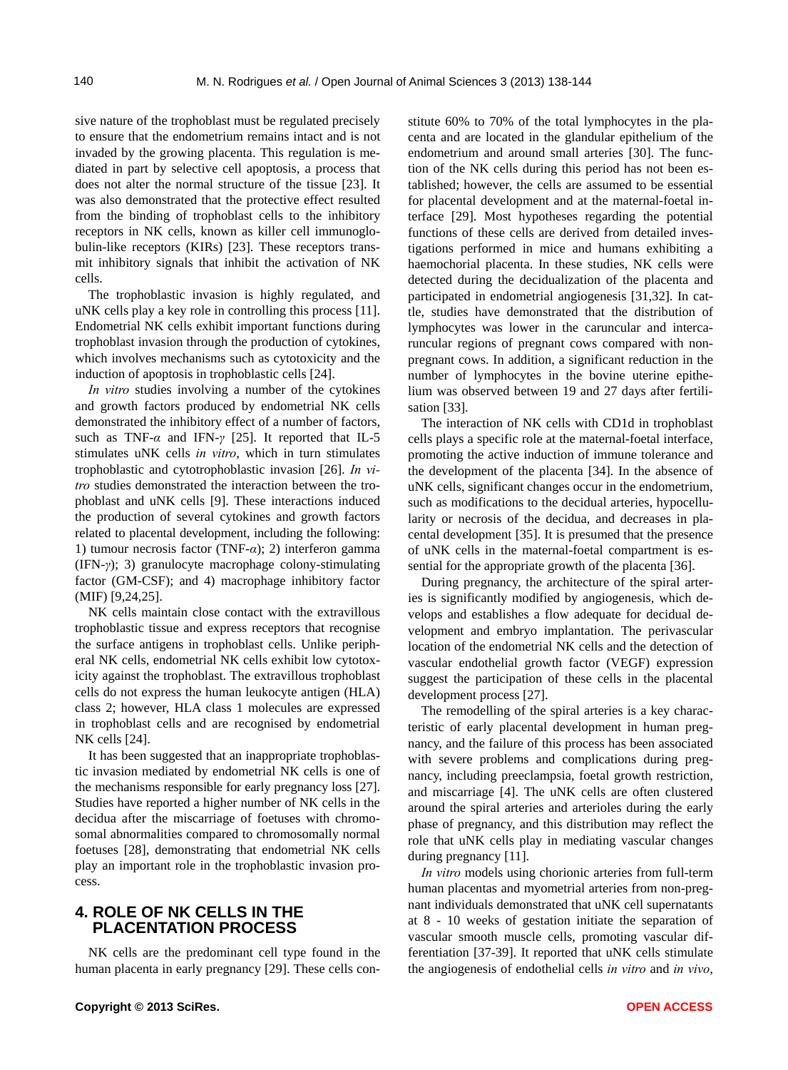sive nature of the trophoblast must be regulated precisely to ensure that the endometrium remains intact and is not invaded by the growing placenta. This regulation is mediated in part by selective cell apoptosis, a process that does not alter the normal structure of the tissue [23]. It was also demonstrated that the protective effect resulted from the binding of trophoblast cells to the inhibitory receptors in NK cells, known as killer cell immunoglobulin-like receptors (KIRs) [23]. These receptors transmit inhibitory signals that inhibit the activation of NK cells.

The trophoblastic invasion is highly regulated, and uNK cells play a key role in controlling this process [11]. Endometrial NK cells exhibit important functions during trophoblast invasion through the production of cytokines, which involves mechanisms such as cytotoxicity and the induction of apoptosis in trophoblastic cells [24].

*In vitro* studies involving a number of the cytokines and growth factors produced by endometrial NK cells demonstrated the inhibitory effect of a number of factors, such as TNF-$\alpha$ and IFN-$\gamma$ [25]. It reported that IL-5 stimulates uNK cells *in vitro*, which in turn stimulates trophoblastic and cytotrophoblastic invasion [26]. *In vitro* studies demonstrated the interaction between the trophoblast and uNK cells [9]. These interactions induced the production of several cytokines and growth factors related to placental development, including the following: 1) tumour necrosis factor (TNF-$\alpha$); 2) interferon gamma (IFN-$\gamma$); 3) granulocyte macrophage colony-stimulating factor (GM-CSF); and 4) macrophage inhibitory factor (MIF) [9,24,25].

NK cells maintain close contact with the extravillous trophoblastic tissue and express receptors that recognise the surface antigens in trophoblast cells. Unlike peripheral NK cells, endometrial NK cells exhibit low cytotoxicity against the trophoblast. The extravillous trophoblast cells do not express the human leukocyte antigen (HLA) class 2; however, HLA class 1 molecules are expressed in trophoblast cells and are recognised by endometrial NK cells [24].

It has been suggested that an inappropriate trophoblastic invasion mediated by endometrial NK cells is one of the mechanisms responsible for early pregnancy loss [27]. Studies have reported a higher number of NK cells in the decidua after the miscarriage of foetuses with chromosomal abnormalities compared to chromosomally normal foetuses [28], demonstrating that endometrial NK cells play an important role in the trophoblastic invasion process.

## 4. ROLE OF NK CELLS IN THE PLACENTATION PROCESS

NK cells are the predominant cell type found in the human placenta in early pregnancy [29]. These cells constitute 60% to 70% of the total lymphocytes in the placenta and are located in the glandular epithelium of the endometrium and around small arteries [30]. The function of the NK cells during this period has not been established; however, the cells are assumed to be essential for placental development and at the maternal-foetal interface [29]. Most hypotheses regarding the potential functions of these cells are derived from detailed investigations performed in mice and humans exhibiting a haemochorial placenta. In these studies, NK cells were detected during the decidualization of the placenta and participated in endometrial angiogenesis [31,32]. In cattle, studies have demonstrated that the distribution of lymphocytes was lower in the caruncular and intercaruncular regions of pregnant cows compared with non-pregnant cows. In addition, a significant reduction in the number of lymphocytes in the bovine uterine epithelium was observed between 19 and 27 days after fertilisation [33].

The interaction of NK cells with CD1d in trophoblast cells plays a specific role at the maternal-foetal interface, promoting the active induction of immune tolerance and the development of the placenta [34]. In the absence of uNK cells, significant changes occur in the endometrium, such as modifications to the decidual arteries, hypocellularity or necrosis of the decidua, and decreases in placental development [35]. It is presumed that the presence of uNK cells in the maternal-foetal compartment is essential for the appropriate growth of the placenta [36].

During pregnancy, the architecture of the spiral arteries is significantly modified by angiogenesis, which develops and establishes a flow adequate for decidual development and embryo implantation. The perivascular location of the endometrial NK cells and the detection of vascular endothelial growth factor (VEGF) expression suggest the participation of these cells in the placental development process [27].

The remodelling of the spiral arteries is a key characteristic of early placental development in human pregnancy, and the failure of this process has been associated with severe problems and complications during pregnancy, including preeclampsia, foetal growth restriction, and miscarriage [4]. The uNK cells are often clustered around the spiral arteries and arterioles during the early phase of pregnancy, and this distribution may reflect the role that uNK cells play in mediating vascular changes during pregnancy [11].

*In vitro* models using chorionic arteries from full-term human placentas and myometrial arteries from non-pregnant individuals demonstrated that uNK cell supernatants at 8 - 10 weeks of gestation initiate the separation of vascular smooth muscle cells, promoting vascular differentiation [37-39]. It reported that uNK cells stimulate the angiogenesis of endothelial cells *in vitro* and *in vivo*,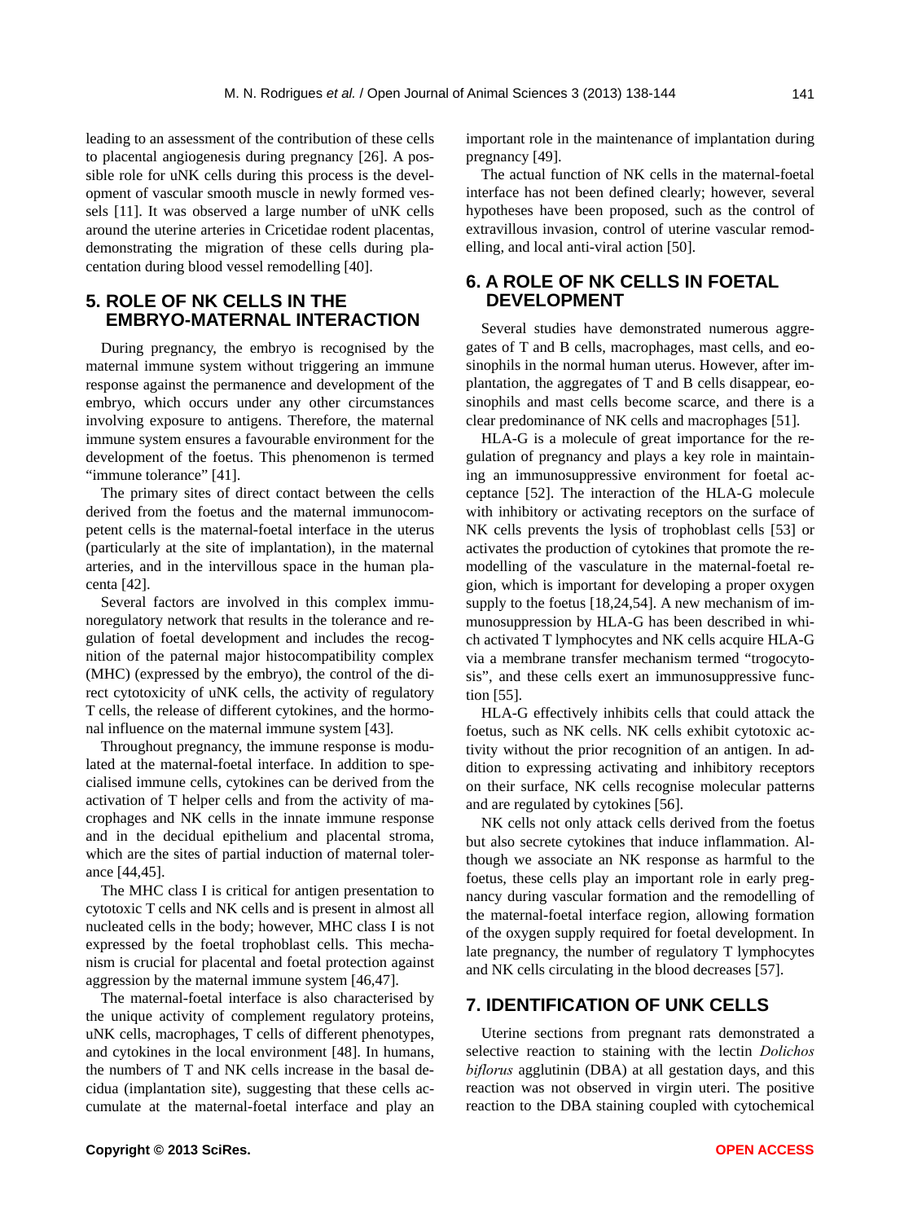leading to an assessment of the contribution of these cells to placental angiogenesis during pregnancy [26]. A possible role for uNK cells during this process is the development of vascular smooth muscle in newly formed vessels [11]. It was observed a large number of uNK cells around the uterine arteries in Cricetidae rodent placentas, demonstrating the migration of these cells during placentation during blood vessel remodelling [40].

## 5. ROLE OF NK CELLS IN THE EMBRYO-MATERNAL INTERACTION

During pregnancy, the embryo is recognised by the maternal immune system without triggering an immune response against the permanence and development of the embryo, which occurs under any other circumstances involving exposure to antigens. Therefore, the maternal immune system ensures a favourable environment for the development of the foetus. This phenomenon is termed "immune tolerance" [41].

The primary sites of direct contact between the cells derived from the foetus and the maternal immunocompetent cells is the maternal-foetal interface in the uterus (particularly at the site of implantation), in the maternal arteries, and in the intervillous space in the human placenta [42].

Several factors are involved in this complex immunoregulatory network that results in the tolerance and regulation of foetal development and includes the recognition of the paternal major histocompatibility complex (MHC) (expressed by the embryo), the control of the direct cytotoxicity of uNK cells, the activity of regulatory T cells, the release of different cytokines, and the hormonal influence on the maternal immune system [43].

Throughout pregnancy, the immune response is modulated at the maternal-foetal interface. In addition to specialised immune cells, cytokines can be derived from the activation of T helper cells and from the activity of macrophages and NK cells in the innate immune response and in the decidual epithelium and placental stroma, which are the sites of partial induction of maternal tolerance [44,45].

The MHC class I is critical for antigen presentation to cytotoxic T cells and NK cells and is present in almost all nucleated cells in the body; however, MHC class I is not expressed by the foetal trophoblast cells. This mechanism is crucial for placental and foetal protection against aggression by the maternal immune system [46,47].

The maternal-foetal interface is also characterised by the unique activity of complement regulatory proteins, uNK cells, macrophages, T cells of different phenotypes, and cytokines in the local environment [48]. In humans, the numbers of T and NK cells increase in the basal decidua (implantation site), suggesting that these cells accumulate at the maternal-foetal interface and play an important role in the maintenance of implantation during pregnancy [49].

The actual function of NK cells in the maternal-foetal interface has not been defined clearly; however, several hypotheses have been proposed, such as the control of extravillous invasion, control of uterine vascular remodelling, and local anti-viral action [50].

## 6. A ROLE OF NK CELLS IN FOETAL DEVELOPMENT

Several studies have demonstrated numerous aggregates of T and B cells, macrophages, mast cells, and eosinophils in the normal human uterus. However, after implantation, the aggregates of T and B cells disappear, eosinophils and mast cells become scarce, and there is a clear predominance of NK cells and macrophages [51].

HLA-G is a molecule of great importance for the regulation of pregnancy and plays a key role in maintaining an immunosuppressive environment for foetal acceptance [52]. The interaction of the HLA-G molecule with inhibitory or activating receptors on the surface of NK cells prevents the lysis of trophoblast cells [53] or activates the production of cytokines that promote the remodelling of the vasculature in the maternal-foetal region, which is important for developing a proper oxygen supply to the foetus [18,24,54]. A new mechanism of immunosuppression by HLA-G has been described in which activated T lymphocytes and NK cells acquire HLA-G via a membrane transfer mechanism termed "trogocytosis", and these cells exert an immunosuppressive function [55].

HLA-G effectively inhibits cells that could attack the foetus, such as NK cells. NK cells exhibit cytotoxic activity without the prior recognition of an antigen. In addition to expressing activating and inhibitory receptors on their surface, NK cells recognise molecular patterns and are regulated by cytokines [56].

NK cells not only attack cells derived from the foetus but also secrete cytokines that induce inflammation. Although we associate an NK response as harmful to the foetus, these cells play an important role in early pregnancy during vascular formation and the remodelling of the maternal-foetal interface region, allowing formation of the oxygen supply required for foetal development. In late pregnancy, the number of regulatory T lymphocytes and NK cells circulating in the blood decreases [57].

## 7. IDENTIFICATION OF UNK CELLS

Uterine sections from pregnant rats demonstrated a selective reaction to staining with the lectin *Dolichos biflorus* agglutinin (DBA) at all gestation days, and this reaction was not observed in virgin uteri. The positive reaction to the DBA staining coupled with cytochemical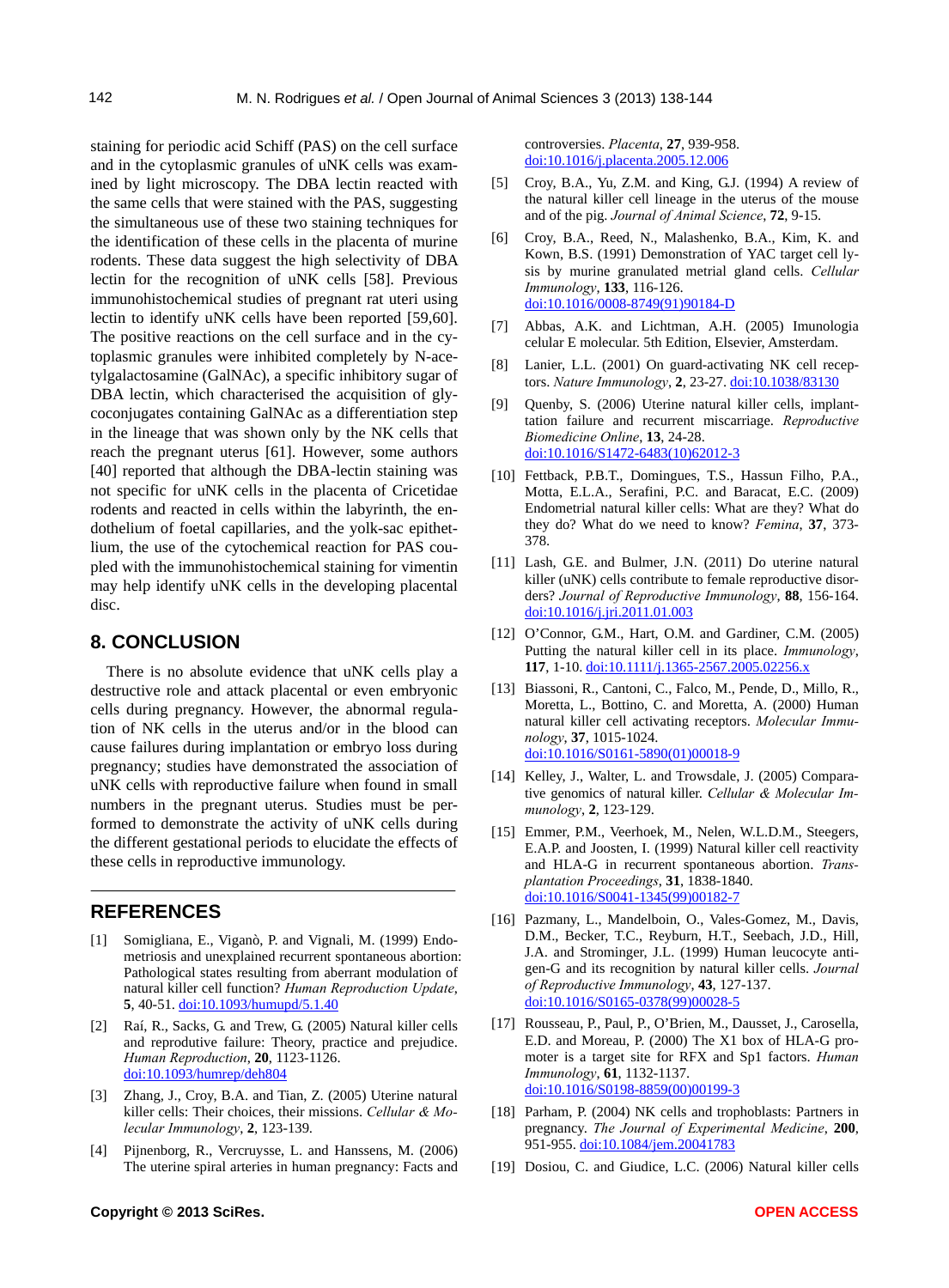staining for periodic acid Schiff (PAS) on the cell surface and in the cytoplasmic granules of uNK cells was examined by light microscopy. The DBA lectin reacted with the same cells that were stained with the PAS, suggesting the simultaneous use of these two staining techniques for the identification of these cells in the placenta of murine rodents. These data suggest the high selectivity of DBA lectin for the recognition of uNK cells [58]. Previous immunohistochemical studies of pregnant rat uteri using lectin to identify uNK cells have been reported [59,60]. The positive reactions on the cell surface and in the cytoplasmic granules were inhibited completely by N-acetylgalactosamine (GalNAc), a specific inhibitory sugar of DBA lectin, which characterised the acquisition of glycoconjugates containing GalNAc as a differentiation step in the lineage that was shown only by the NK cells that reach the pregnant uterus [61]. However, some authors [40] reported that although the DBA-lectin staining was not specific for uNK cells in the placenta of Cricetidae rodents and reacted in cells within the labyrinth, the endothelium of foetal capillaries, and the yolk-sac epithelium, the use of the cytochemical reaction for PAS coupled with the immunohistochemical staining for vimentin may help identify uNK cells in the developing placental disc.

## 8. CONCLUSION

There is no absolute evidence that uNK cells play a destructive role and attack placental or even embryonic cells during pregnancy. However, the abnormal regulation of NK cells in the uterus and/or in the blood can cause failures during implantation or embryo loss during pregnancy; studies have demonstrated the association of uNK cells with reproductive failure when found in small numbers in the pregnant uterus. Studies must be performed to demonstrate the activity of uNK cells during the different gestational periods to elucidate the effects of these cells in reproductive immunology.

## REFERENCES

[1] Somigliana, E., Viganò, P. and Vignali, M. (1999) Endometriosis and unexplained recurrent spontaneous abortion: Pathological states resulting from aberrant modulation of natural killer cell function? *Human Reproduction Update*, **5**, 40-51. doi:10.1093/humupd/5.1.40

[2] Raí, R., Sacks, G. and Trew, G. (2005) Natural killer cells and reproductive failure: Theory, practice and prejudice. *Human Reproduction*, **20**, 1123-1126. doi:10.1093/humrep/deh804

[3] Zhang, J., Croy, B.A. and Tian, Z. (2005) Uterine natural killer cells: Their choices, their missions. *Cellular & Molecular Immunology*, **2**, 123-139.

[4] Pijnenborg, R., Vercruysse, L. and Hanssens, M. (2006) The uterine spiral arteries in human pregnancy: Facts and controversies. *Placenta*, **27**, 939-958. doi:10.1016/j.placenta.2005.12.006

[5] Croy, B.A., Yu, Z.M. and King, G.J. (1994) A review of the natural killer cell lineage in the uterus of the mouse and of the pig. *Journal of Animal Science*, **72**, 9-15.

[6] Croy, B.A., Reed, N., Malashenko, B.A., Kim, K. and Kown, B.S. (1991) Demonstration of YAC target cell lysis by murine granulated metrial gland cells. *Cellular Immunology*, **133**, 116-126. doi:10.1016/0008-8749(91)90184-D

[7] Abbas, A.K. and Lichtman, A.H. (2005) Imunologia celular E molecular. 5th Edition, Elsevier, Amsterdam.

[8] Lanier, L.L. (2001) On guard-activating NK cell receptors. *Nature Immunology*, **2**, 23-27. doi:10.1038/83130

[9] Quenby, S. (2006) Uterine natural killer cells, implantation failure and recurrent miscarriage. *Reproductive Biomedicine Online*, **13**, 24-28. doi:10.1016/S1472-6483(10)62012-3

[10] Fettback, P.B.T., Domingues, T.S., Hassun Filho, P.A., Motta, E.L.A., Serafini, P.C. and Baracat, E.C. (2009) Endometrial natural killer cells: What are they? What do they do? What do we need to know? *Femina*, **37**, 373-378.

[11] Lash, G.E. and Bulmer, J.N. (2011) Do uterine natural killer (uNK) cells contribute to female reproductive disorders? *Journal of Reproductive Immunology*, **88**, 156-164. doi:10.1016/j.jri.2011.01.003

[12] O'Connor, G.M., Hart, O.M. and Gardiner, C.M. (2005) Putting the natural killer cell in its place. *Immunology*, **117**, 1-10. doi:10.1111/j.1365-2567.2005.02256.x

[13] Biassoni, R., Cantoni, C., Falco, M., Pende, D., Millo, R., Moretta, L., Bottino, C. and Moretta, A. (2000) Human natural killer cell activating receptors. *Molecular Immunology*, **37**, 1015-1024. doi:10.1016/S0161-5890(01)00018-9

[14] Kelley, J., Walter, L. and Trowsdale, J. (2005) Comparative genomics of natural killer. *Cellular & Molecular Immunology*, **2**, 123-129.

[15] Emmer, P.M., Veerhoek, M., Nelen, W.L.D.M., Steegers, E.A.P. and Joosten, I. (1999) Natural killer cell reactivity and HLA-G in recurrent spontaneous abortion. *Transplantation Proceedings*, **31**, 1838-1840. doi:10.1016/S0041-1345(99)00182-7

[16] Pazmany, L., Mandelboin, O., Vales-Gomez, M., Davis, D.M., Becker, T.C., Reyburn, H.T., Seebach, J.D., Hill, J.A. and Strominger, J.L. (1999) Human leucocyte antigen-G and its recognition by natural killer cells. *Journal of Reproductive Immunology*, **43**, 127-137. doi:10.1016/S0165-0378(99)00028-5

[17] Rousseau, P., Paul, P., O'Brien, M., Dausset, J., Carosella, E.D. and Moreau, P. (2000) The X1 box of HLA-G promoter is a target site for RFX and Sp1 factors. *Human Immunology*, **61**, 1132-1137. doi:10.1016/S0198-8859(00)00199-3

[18] Parham, P. (2004) NK cells and trophoblasts: Partners in pregnancy. *The Journal of Experimental Medicine*, **200**, 951-955. doi:10.1084/jem.20041783

[19] Dosiou, C. and Giudice, L.C. (2006) Natural killer cells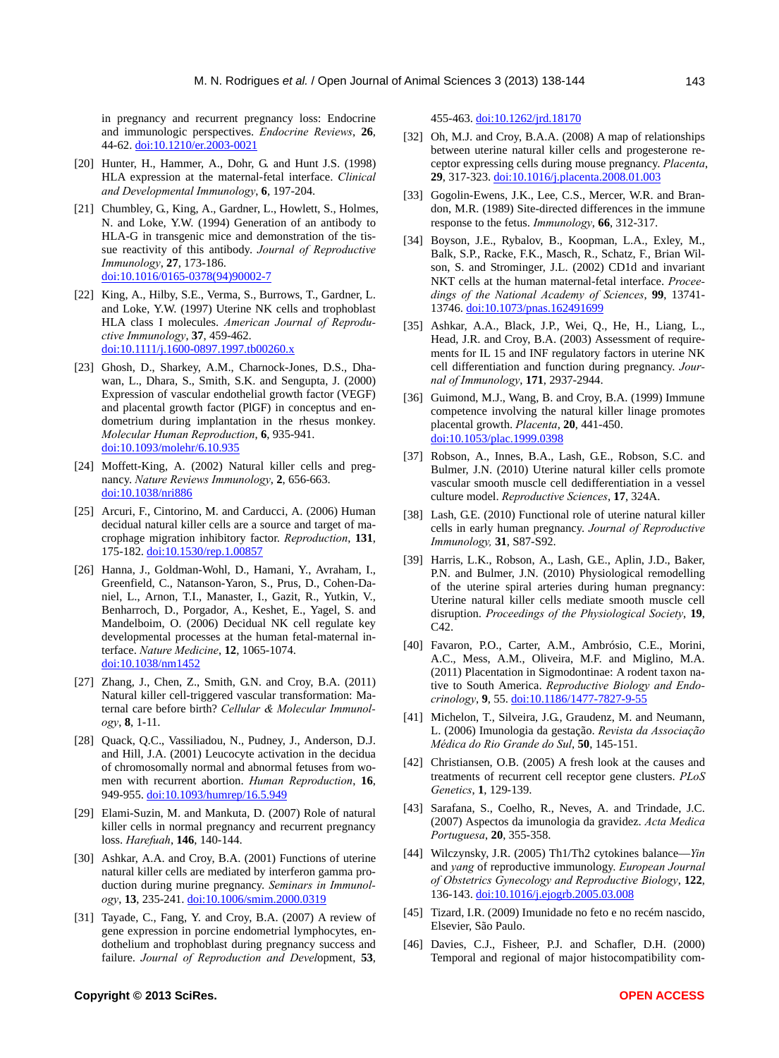in pregnancy and recurrent pregnancy loss: Endocrine and immunologic perspectives. *Endocrine Reviews*, **26**, 44-62. doi:10.1210/er.2003-0021

[20] Hunter, H., Hammer, A., Dohr, G. and Hunt J.S. (1998) HLA expression at the maternal-fetal interface. *Clinical and Developmental Immunology*, **6**, 197-204.

[21] Chumbley, G., King, A., Gardner, L., Howlett, S., Holmes, N. and Loke, Y.W. (1994) Generation of an antibody to HLA-G in transgenic mice and demonstration of the tissue reactivity of this antibody. *Journal of Reproductive Immunology*, **27**, 173-186. doi:10.1016/0165-0378(94)90002-7

[22] King, A., Hilby, S.E., Verma, S., Burrows, T., Gardner, L. and Loke, Y.W. (1997) Uterine NK cells and trophoblast HLA class I molecules. *American Journal of Reproductive Immunology*, **37**, 459-462. doi:10.1111/j.1600-0897.1997.tb00260.x

[23] Ghosh, D., Sharkey, A.M., Charnock-Jones, D.S., Dhawan, L., Dhara, S., Smith, S.K. and Sengupta, J. (2000) Expression of vascular endothelial growth factor (VEGF) and placental growth factor (PlGF) in conceptus and endometrium during implantation in the rhesus monkey. *Molecular Human Reproduction*, **6**, 935-941. doi:10.1093/molehr/6.10.935

[24] Moffett-King, A. (2002) Natural killer cells and pregnancy. *Nature Reviews Immunology*, **2**, 656-663. doi:10.1038/nri886

[25] Arcuri, F., Cintorino, M. and Carducci, A. (2006) Human decidual natural killer cells are a source and target of macrophage migration inhibitory factor. *Reproduction*, **131**, 175-182. doi:10.1530/rep.1.00857

[26] Hanna, J., Goldman-Wohl, D., Hamani, Y., Avraham, I., Greenfield, C., Natanson-Yaron, S., Prus, D., Cohen-Daniel, L., Arnon, T.I., Manaster, I., Gazit, R., Yutkin, V., Benharroch, D., Porgador, A., Keshet, E., Yagel, S. and Mandelboim, O. (2006) Decidual NK cell regulate key developmental processes at the human fetal-maternal interface. *Nature Medicine*, **12**, 1065-1074. doi:10.1038/nm1452

[27] Zhang, J., Chen, Z., Smith, G.N. and Croy, B.A. (2011) Natural killer cell-triggered vascular transformation: Maternal care before birth? *Cellular & Molecular Immunology*, **8**, 1-11.

[28] Quack, Q.C., Vassiliadou, N., Pudney, J., Anderson, D.J. and Hill, J.A. (2001) Leucocyte activation in the decidua of chromosomally normal and abnormal fetuses from women with recurrent abortion. *Human Reproduction*, **16**, 949-955. doi:10.1093/humrep/16.5.949

[29] Elami-Suzin, M. and Mankuta, D. (2007) Role of natural killer cells in normal pregnancy and recurrent pregnancy loss. *Harefuah*, **146**, 140-144.

[30] Ashkar, A.A. and Croy, B.A. (2001) Functions of uterine natural killer cells are mediated by interferon gamma production during murine pregnancy. *Seminars in Immunology*, **13**, 235-241. doi:10.1006/smim.2000.0319

[31] Tayade, C., Fang, Y. and Croy, B.A. (2007) A review of gene expression in porcine endometrial lymphocytes, endothelium and trophoblast during pregnancy success and failure. *Journal of Reproduction and Development*, **53**, 455-463. doi:10.1262/jrd.18170

[32] Oh, M.J. and Croy, B.A.A. (2008) A map of relationships between uterine natural killer cells and progesterone receptor expressing cells during mouse pregnancy. *Placenta*, **29**, 317-323. doi:10.1016/j.placenta.2008.01.003

[33] Gogolin-Ewens, J.K., Lee, C.S., Mercer, W.R. and Brandon, M.R. (1989) Site-directed differences in the immune response to the fetus. *Immunology*, **66**, 312-317.

[34] Boyson, J.E., Rybalov, B., Koopman, L.A., Exley, M., Balk, S.P., Racke, F.K., Masch, R., Schatz, F., Brian Wilson, S. and Strominger, J.L. (2002) CD1d and invariant NKT cells at the human maternal-fetal interface. *Proceedings of the National Academy of Sciences*, **99**, 13741-13746. doi:10.1073/pnas.162491699

[35] Ashkar, A.A., Black, J.P., Wei, Q., He, H., Liang, L., Head, J.R. and Croy, B.A. (2003) Assessment of requirements for IL 15 and INF regulatory factors in uterine NK cell differentiation and function during pregnancy. *Journal of Immunology*, **171**, 2937-2944.

[36] Guimond, M.J., Wang, B. and Croy, B.A. (1999) Immune competence involving the natural killer linage promotes placental growth. *Placenta*, **20**, 441-450. doi:10.1053/plac.1999.0398

[37] Robson, A., Innes, B.A., Lash, G.E., Robson, S.C. and Bulmer, J.N. (2010) Uterine natural killer cells promote vascular smooth muscle cell dedifferentiation in a vessel culture model. *Reproductive Sciences*, **17**, 324A.

[38] Lash, G.E. (2010) Functional role of uterine natural killer cells in early human pregnancy. *Journal of Reproductive Immunology*, **31**, S87-S92.

[39] Harris, L.K., Robson, A., Lash, G.E., Aplin, J.D., Baker, P.N. and Bulmer, J.N. (2010) Physiological remodelling of the uterine spiral arteries during human pregnancy: Uterine natural killer cells mediate smooth muscle cell disruption. *Proceedings of the Physiological Society*, **19**, C42.

[40] Favaron, P.O., Carter, A.M., Ambrósio, C.E., Morini, A.C., Mess, A.M., Oliveira, M.F. and Miglino, M.A. (2011) Placentation in Sigmodontinae: A rodent taxon native to South America. *Reproductive Biology and Endocrinology*, **9**, 55. doi:10.1186/1477-7827-9-55

[41] Michelon, T., Silveira, J.G., Graudenz, M. and Neumann, L. (2006) Imunologia da gestação. *Revista da Associação Médica do Rio Grande do Sul*, **50**, 145-151.

[42] Christiansen, O.B. (2005) A fresh look at the causes and treatments of recurrent cell receptor gene clusters. *PLoS Genetics*, **1**, 129-139.

[43] Sarafana, S., Coelho, R., Neves, A. and Trindade, J.C. (2007) Aspectos da imunologia da gravidez. *Acta Medica Portuguesa*, **20**, 355-358.

[44] Wilczynsky, J.R. (2005) Th1/Th2 cytokines balance—*Yin* and *yang* of reproductive immunology. *European Journal of Obstetrics Gynecology and Reproductive Biology*, **122**, 136-143. doi:10.1016/j.ejogrb.2005.03.008

[45] Tizard, I.R. (2009) Imunidade no feto e no recém nascido, Elsevier, São Paulo.

[46] Davies, C.J., Fisheer, P.J. and Schafler, D.H. (2000) Temporal and regional of major histocompatibility com-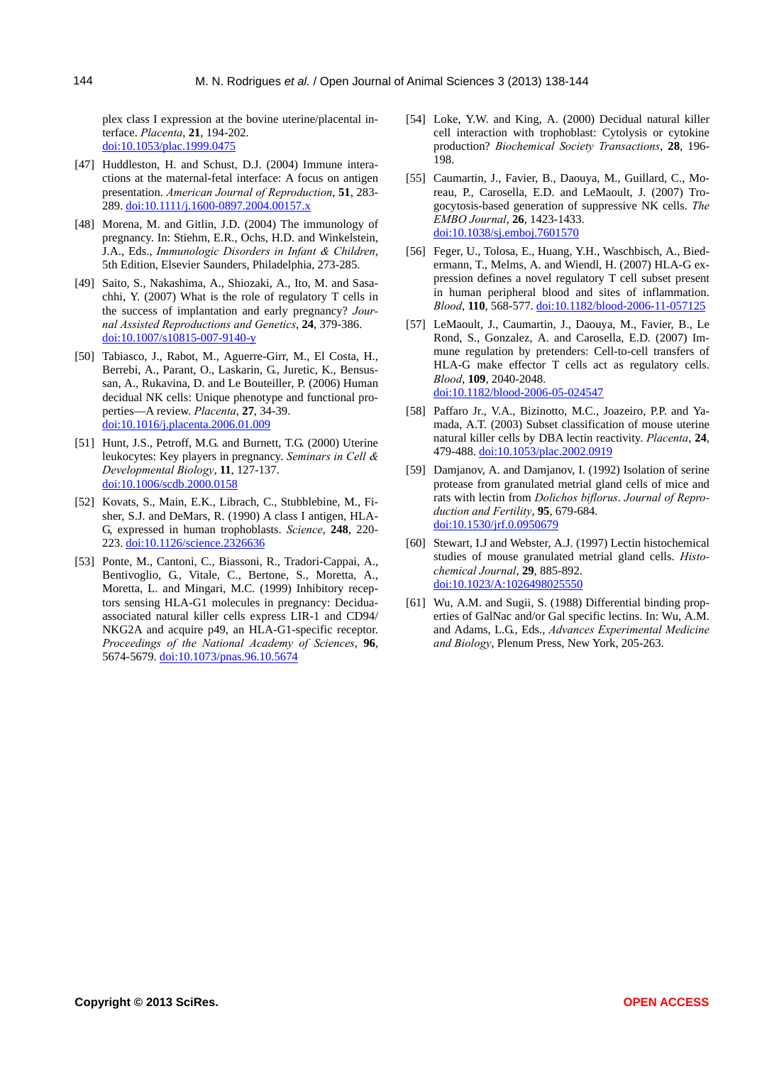plex class I expression at the bovine uterine/placental interface. *Placenta*, **21**, 194-202. doi:10.1053/plac.1999.0475

[47] Huddleston, H. and Schust, D.J. (2004) Immune interactions at the maternal-fetal interface: A focus on antigen presentation. *American Journal of Reproduction*, **51**, 283-289. doi:10.1111/j.1600-0897.2004.00157.x

[48] Morena, M. and Gitlin, J.D. (2004) The immunology of pregnancy. In: Stiehm, E.R., Ochs, H.D. and Winkelstein, J.A., Eds., *Immunologic Disorders in Infant & Children*, 5th Edition, Elsevier Saunders, Philadelphia, 273-285.

[49] Saito, S., Nakashima, A., Shiozaki, A., Ito, M. and Sasachhi, Y. (2007) What is the role of regulatory T cells in the success of implantation and early pregnancy? *Journal Assisted Reproductions and Genetics*, **24**, 379-386. doi:10.1007/s10815-007-9140-y

[50] Tabiasco, J., Rabot, M., Aguerre-Girr, M., El Costa, H., Berrebi, A., Parant, O., Laskarin, G., Juretic, K., Bensussan, A., Rukavina, D. and Le Bouteiller, P. (2006) Human decidual NK cells: Unique phenotype and functional properties—A review. *Placenta*, **27**, 34-39. doi:10.1016/j.placenta.2006.01.009

[51] Hunt, J.S., Petroff, M.G. and Burnett, T.G. (2000) Uterine leukocytes: Key players in pregnancy. *Seminars in Cell & Developmental Biology*, **11**, 127-137. doi:10.1006/scdb.2000.0158

[52] Kovats, S., Main, E.K., Librach, C., Stubblebine, M., Fisher, S.J. and DeMars, R. (1990) A class I antigen, HLA-G, expressed in human trophoblasts. *Science*, **248**, 220-223. doi:10.1126/science.2326636

[53] Ponte, M., Cantoni, C., Biassoni, R., Tradori-Cappai, A., Bentivoglio, G., Vitale, C., Bertone, S., Moretta, A., Moretta, L. and Mingari, M.C. (1999) Inhibitory receptors sensing HLA-G1 molecules in pregnancy: Decidua-associated natural killer cells express LIR-1 and CD94/NKG2A and acquire p49, an HLA-G1-specific receptor. *Proceedings of the National Academy of Sciences*, **96**, 5674-5679. doi:10.1073/pnas.96.10.5674

[54] Loke, Y.W. and King, A. (2000) Decidual natural killer cell interaction with trophoblast: Cytolysis or cytokine production? *Biochemical Society Transactions*, **28**, 196-198.

[55] Caumartin, J., Favier, B., Daouya, M., Guillard, C., Moreau, P., Carosella, E.D. and LeMaoult, J. (2007) Trogocytosis-based generation of suppressive NK cells. *The EMBO Journal*, **26**, 1423-1433. doi:10.1038/sj.emboj.7601570

[56] Feger, U., Tolosa, E., Huang, Y.H., Waschbisch, A., Biedermann, T., Melms, A. and Wiendl, H. (2007) HLA-G expression defines a novel regulatory T cell subset present in human peripheral blood and sites of inflammation. *Blood*, **110**, 568-577. doi:10.1182/blood-2006-11-057125

[57] LeMaoult, J., Caumartin, J., Daouya, M., Favier, B., Le Rond, S., Gonzalez, A. and Carosella, E.D. (2007) Immune regulation by pretenders: Cell-to-cell transfers of HLA-G make effector T cells act as regulatory cells. *Blood*, **109**, 2040-2048. doi:10.1182/blood-2006-05-024547

[58] Paffaro Jr., V.A., Bizinotto, M.C., Joazeiro, P.P. and Yamada, A.T. (2003) Subset classification of mouse uterine natural killer cells by DBA lectin reactivity. *Placenta*, **24**, 479-488. doi:10.1053/plac.2002.0919

[59] Damjanov, A. and Damjanov, I. (1992) Isolation of serine protease from granulated metrial gland cells of mice and rats with lectin from *Dolichos biflorus*. *Journal of Reproduction and Fertility*, **95**, 679-684. doi:10.1530/jrf.0.0950679

[60] Stewart, I.J and Webster, A.J. (1997) Lectin histochemical studies of mouse granulated metrial gland cells. *Histochemical Journal*, **29**, 885-892. doi:10.1023/A:1026498025550

[61] Wu, A.M. and Sugii, S. (1988) Differential binding properties of GalNac and/or Gal specific lectins. In: Wu, A.M. and Adams, L.G., Eds., *Advances Experimental Medicine and Biology*, Plenum Press, New York, 205-263.